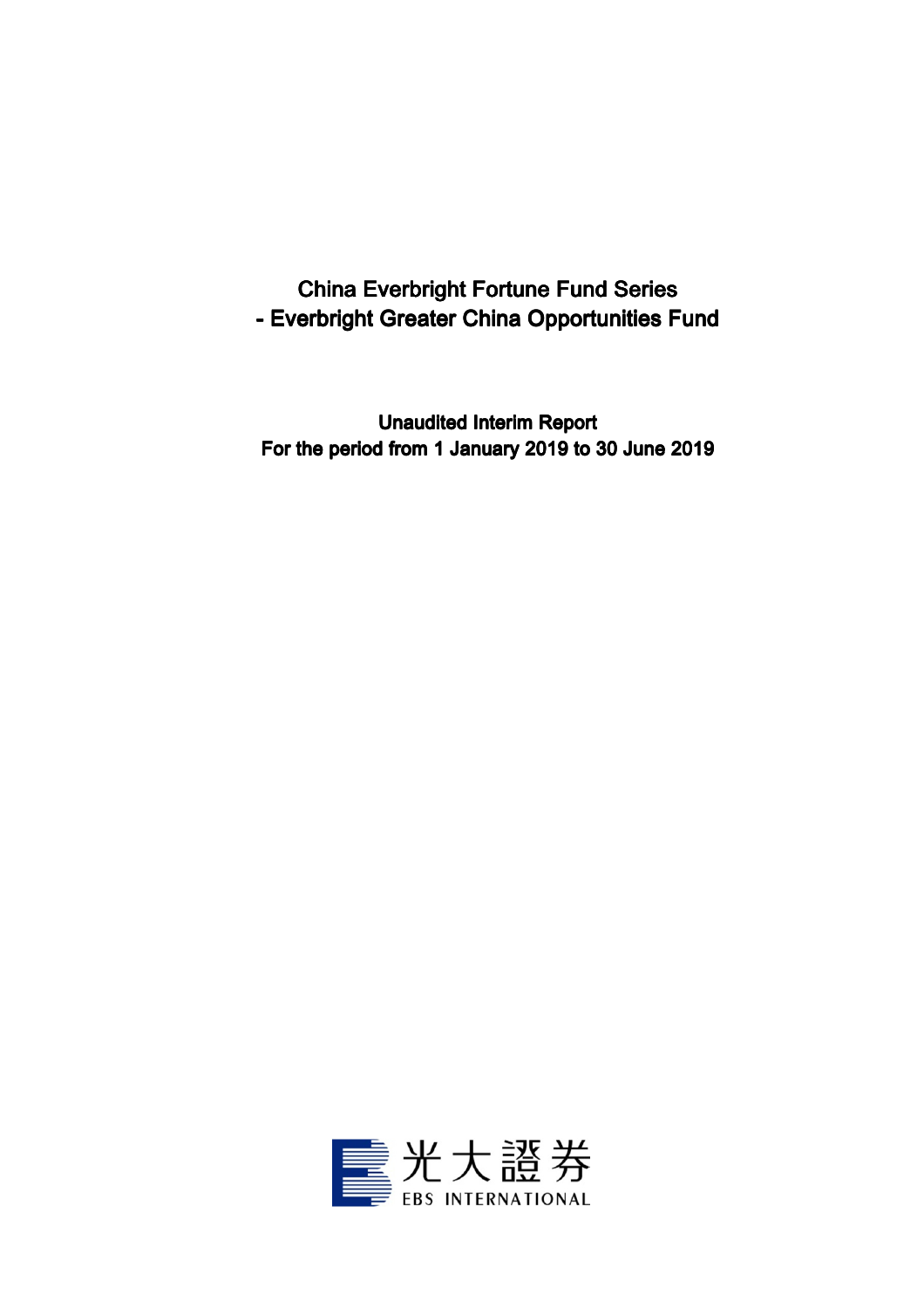# China Everbright Fortune Fund Series
# - Everbright Greater China Opportunities Fund

**Unaudited Interim Report**
**For the period from 1 January 2019 to 30 June 2019**

光大證券
EBS INTERNATIONAL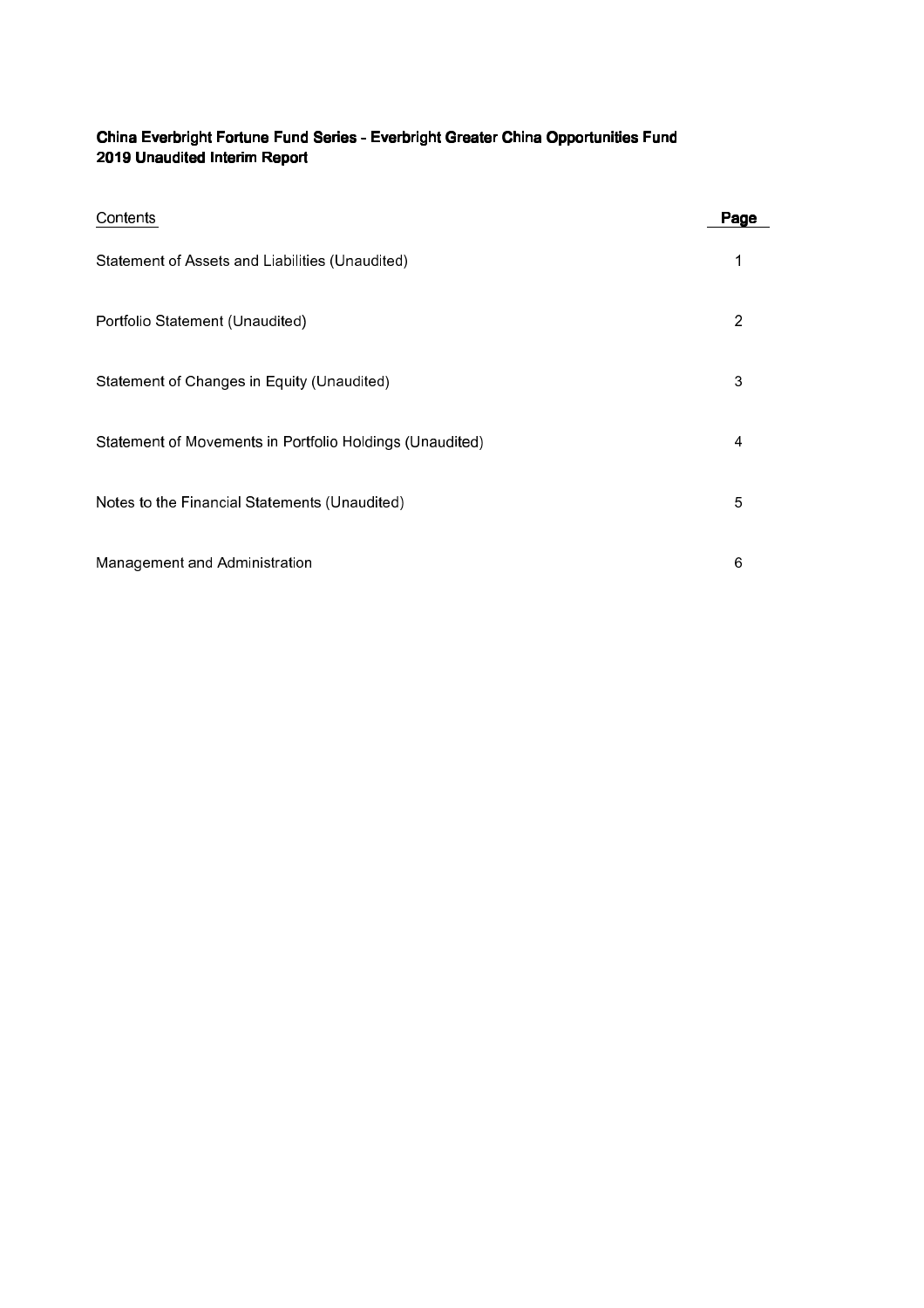**China Everbright Fortune Fund Series - Everbright Greater China Opportunities Fund**
**2019 Unaudited Interim Report**

| Contents | Page |
|---|---|
| Statement of Assets and Liabilities (Unaudited) | 1 |
| Portfolio Statement (Unaudited) | 2 |
| Statement of Changes in Equity (Unaudited) | 3 |
| Statement of Movements in Portfolio Holdings (Unaudited) | 4 |
| Notes to the Financial Statements (Unaudited) | 5 |
| Management and Administration | 6 |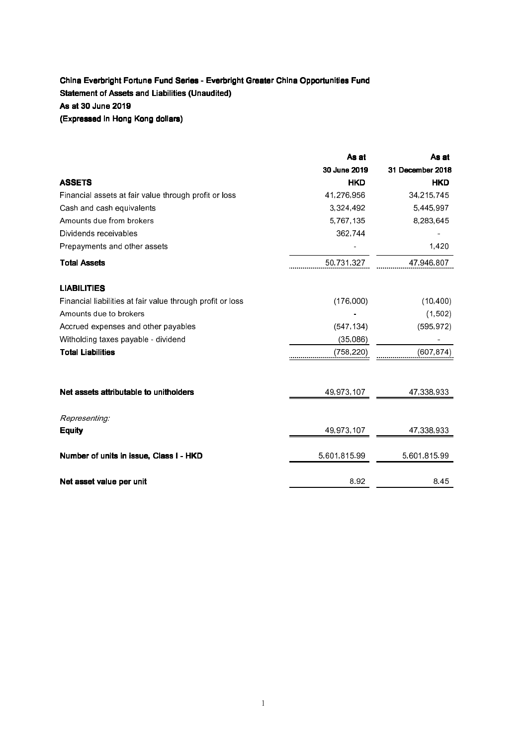**China Everbright Fortune Fund Series - Everbright Greater China Opportunities Fund**

**Statement of Assets and Liabilities (Unaudited)**

**As at 30 June 2019**

**(Expressed in Hong Kong dollars)**

| | **As at 30 June 2019 HKD** | **As at 31 December 2018 HKD** |
|---|---|---|
| **ASSETS** | | |
| Financial assets at fair value through profit or loss | 41,276,956 | 34,215,745 |
| Cash and cash equivalents | 3,324,492 | 5,445,997 |
| Amounts due from brokers | 5,767,135 | 8,283,645 |
| Dividends receivables | 362,744 | - |
| Prepayments and other assets | - | 1,420 |
| **Total Assets** | 50,731,327 | 47,946,807 |
| | | |
| **LIABILITIES** | | |
| Financial liabilities at fair value through profit or loss | (176,000) | (10,400) |
| Amounts due to brokers | - | (1,502) |
| Accrued expenses and other payables | (547,134) | (595,972) |
| Witholding taxes payable - dividend | (35,086) | - |
| **Total Liabilities** | (758,220) | (607,874) |
| | | |
| **Net assets attributable to unitholders** | 49,973,107 | 47,338,933 |
| | | |
| *Representing:* | | |
| **Equity** | 49,973,107 | 47,338,933 |
| | | |
| **Number of units in issue, Class I - HKD** | 5,601,815.99 | 5,601,815.99 |
| | | |
| **Net asset value per unit** | 8.92 | 8.45 |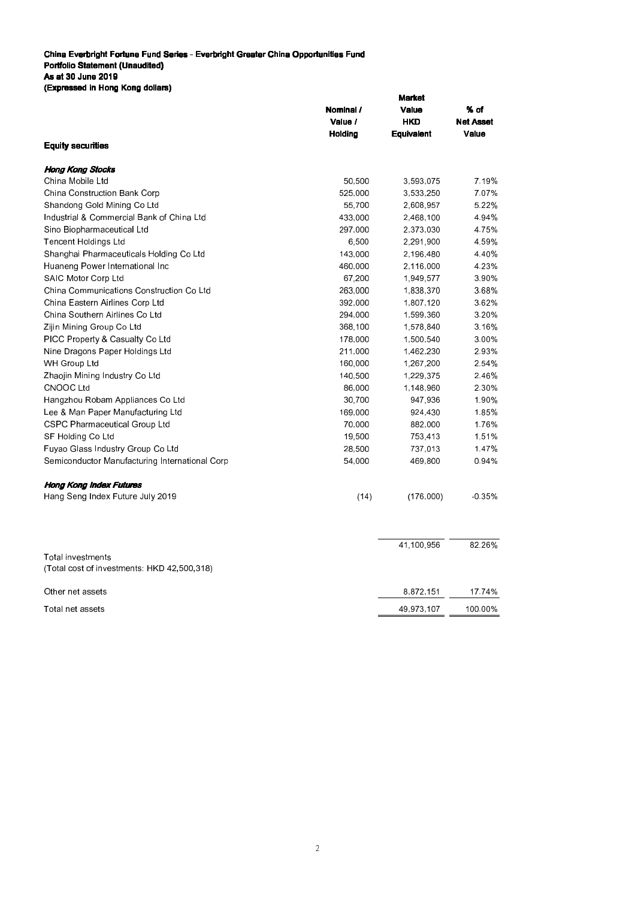**China Everbright Fortune Fund Series - Everbright Greater China Opportunities Fund**
**Portfolio Statement (Unaudited)**
**As at 30 June 2019**
**(Expressed in Hong Kong dollars)**

| | Nominal / Value / Holding | Market Value HKD Equivalent | % of Net Asset Value |
|---|---|---|---|
| **Equity securities** | | | |
| ***Hong Kong Stocks*** | | | |
| China Mobile Ltd | 50,500 | 3,593,075 | 7.19% |
| China Construction Bank Corp | 525,000 | 3,533,250 | 7.07% |
| Shandong Gold Mining Co Ltd | 55,700 | 2,608,957 | 5.22% |
| Industrial & Commercial Bank of China Ltd | 433,000 | 2,468,100 | 4.94% |
| Sino Biopharmaceutical Ltd | 297,000 | 2,373,030 | 4.75% |
| Tencent Holdings Ltd | 6,500 | 2,291,900 | 4.59% |
| Shanghai Pharmaceuticals Holding Co Ltd | 143,000 | 2,196,480 | 4.40% |
| Huaneng Power International Inc | 460,000 | 2,116,000 | 4.23% |
| SAIC Motor Corp Ltd | 67,200 | 1,949,577 | 3.90% |
| China Communications Construction Co Ltd | 263,000 | 1,838,370 | 3.68% |
| China Eastern Airlines Corp Ltd | 392,000 | 1,807,120 | 3.62% |
| China Southern Airlines Co Ltd | 294,000 | 1,599,360 | 3.20% |
| Zijin Mining Group Co Ltd | 368,100 | 1,578,840 | 3.16% |
| PICC Property & Casualty Co Ltd | 178,000 | 1,500,540 | 3.00% |
| Nine Dragons Paper Holdings Ltd | 211,000 | 1,462,230 | 2.93% |
| WH Group Ltd | 160,000 | 1,267,200 | 2.54% |
| Zhaojin Mining Industry Co Ltd | 140,500 | 1,229,375 | 2.46% |
| CNOOC Ltd | 86,000 | 1,148,960 | 2.30% |
| Hangzhou Robam Appliances Co Ltd | 30,700 | 947,936 | 1.90% |
| Lee & Man Paper Manufacturing Ltd | 169,000 | 924,430 | 1.85% |
| CSPC Pharmaceutical Group Ltd | 70,000 | 882,000 | 1.76% |
| SF Holding Co Ltd | 19,500 | 753,413 | 1.51% |
| Fuyao Glass Industry Group Co Ltd | 28,500 | 737,013 | 1.47% |
| Semiconductor Manufacturing International Corp | 54,000 | 469,800 | 0.94% |
| ***Hong Kong Index Futures*** | | | |
| Hang Seng Index Future July 2019 | (14) | (176,000) | -0.35% |
| Total investments<br>(Total cost of investments: HKD 42,500,318) | | 41,100,956 | 82.26% |
| Other net assets | | 8,872,151 | 17.74% |
| Total net assets | | 49,973,107 | 100.00% |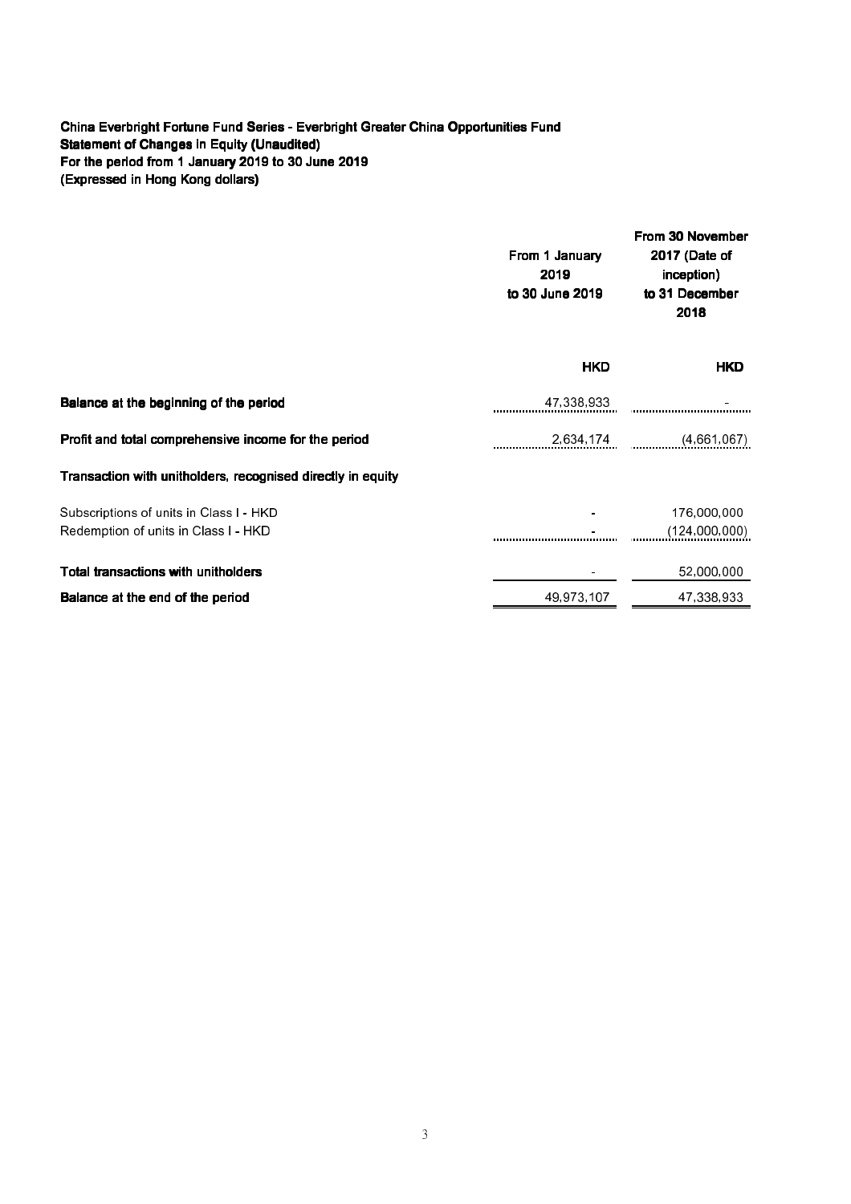**China Everbright Fortune Fund Series - Everbright Greater China Opportunities Fund**
**Statement of Changes in Equity (Unaudited)**
**For the period from 1 January 2019 to 30 June 2019**
**(Expressed in Hong Kong dollars)**

| | From 1 January 2019 to 30 June 2019 | From 30 November 2017 (Date of inception) to 31 December 2018 |
|---|---|---|
| | **HKD** | **HKD** |
| **Balance at the beginning of the period** | 47,338,933 | - |
| **Profit and total comprehensive income for the period** | 2,634,174 | (4,661,067) |
| **Transaction with unitholders, recognised directly in equity** | | |
| Subscriptions of units in Class I - HKD | - | 176,000,000 |
| Redemption of units in Class I - HKD | - | (124,000,000) |
| **Total transactions with unitholders** | - | 52,000,000 |
| **Balance at the end of the period** | 49,973,107 | 47,338,933 |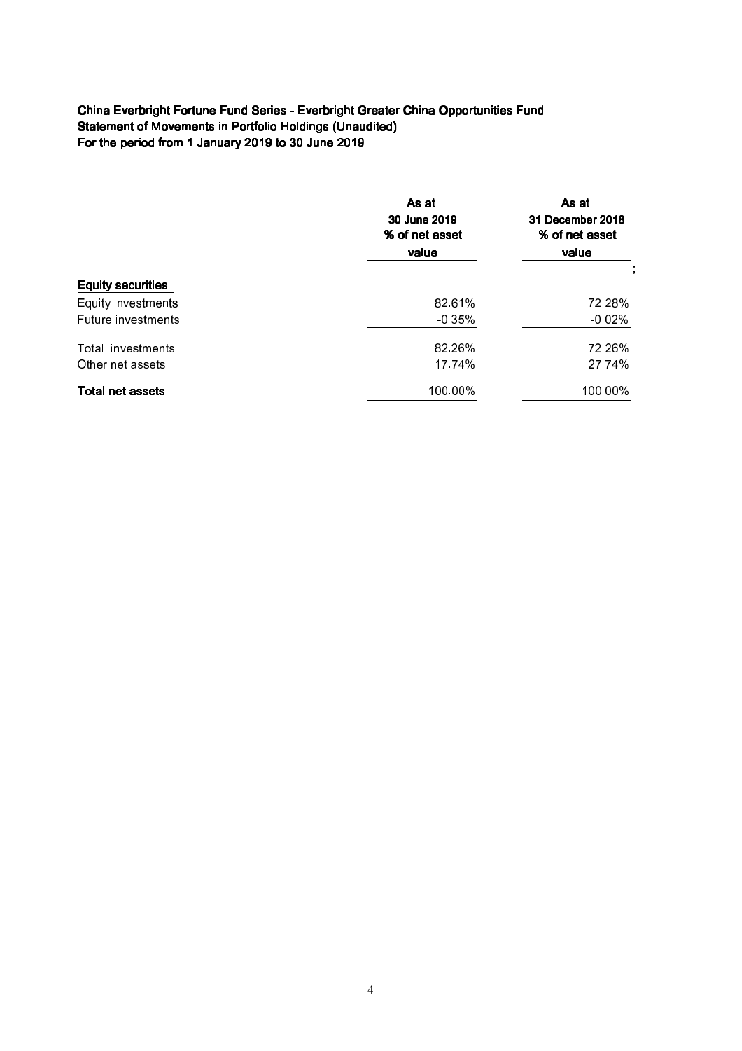**China Everbright Fortune Fund Series - Everbright Greater China Opportunities Fund**
**Statement of Movements in Portfolio Holdings (Unaudited)**
**For the period from 1 January 2019 to 30 June 2019**

| | As at 30 June 2019 % of net asset value | As at 31 December 2018 % of net asset value |
|---|---|---|
| **Equity securities** | | |
| Equity investments | 82.61% | 72.28% |
| Future investments | -0.35% | -0.02% |
| Total investments | 82.26% | 72.26% |
| Other net assets | 17.74% | 27.74% |
| **Total net assets** | 100.00% | 100.00% |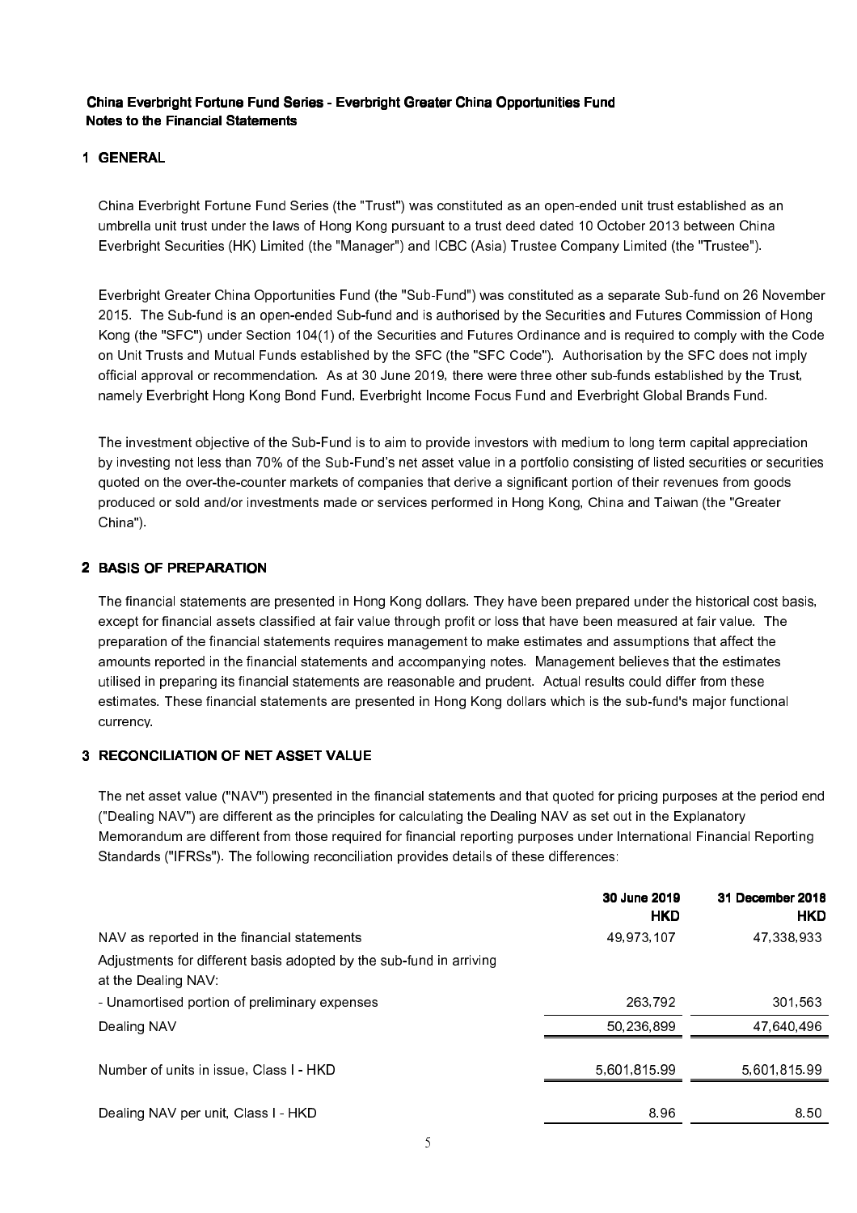**China Everbright Fortune Fund Series - Everbright Greater China Opportunities Fund**
**Notes to the Financial Statements**

## 1 GENERAL

China Everbright Fortune Fund Series (the "Trust") was constituted as an open-ended unit trust established as an umbrella unit trust under the laws of Hong Kong pursuant to a trust deed dated 10 October 2013 between China Everbright Securities (HK) Limited (the "Manager") and ICBC (Asia) Trustee Company Limited (the "Trustee").

Everbright Greater China Opportunities Fund (the "Sub-Fund") was constituted as a separate Sub-fund on 26 November 2015. The Sub-fund is an open-ended Sub-fund and is authorised by the Securities and Futures Commission of Hong Kong (the "SFC") under Section 104(1) of the Securities and Futures Ordinance and is required to comply with the Code on Unit Trusts and Mutual Funds established by the SFC (the "SFC Code"). Authorisation by the SFC does not imply official approval or recommendation. As at 30 June 2019, there were three other sub-funds established by the Trust, namely Everbright Hong Kong Bond Fund, Everbright Income Focus Fund and Everbright Global Brands Fund.

The investment objective of the Sub-Fund is to aim to provide investors with medium to long term capital appreciation by investing not less than 70% of the Sub-Fund's net asset value in a portfolio consisting of listed securities or securities quoted on the over-the-counter markets of companies that derive a significant portion of their revenues from goods produced or sold and/or investments made or services performed in Hong Kong, China and Taiwan (the "Greater China").

## 2 BASIS OF PREPARATION

The financial statements are presented in Hong Kong dollars. They have been prepared under the historical cost basis, except for financial assets classified at fair value through profit or loss that have been measured at fair value. The preparation of the financial statements requires management to make estimates and assumptions that affect the amounts reported in the financial statements and accompanying notes. Management believes that the estimates utilised in preparing its financial statements are reasonable and prudent. Actual results could differ from these estimates. These financial statements are presented in Hong Kong dollars which is the sub-fund's major functional currency.

## 3 RECONCILIATION OF NET ASSET VALUE

The net asset value ("NAV") presented in the financial statements and that quoted for pricing purposes at the period end ("Dealing NAV") are different as the principles for calculating the Dealing NAV as set out in the Explanatory Memorandum are different from those required for financial reporting purposes under International Financial Reporting Standards ("IFRSs"). The following reconciliation provides details of these differences:

| | 30 June 2019 HKD | 31 December 2018 HKD |
|---|---|---|
| NAV as reported in the financial statements | 49,973,107 | 47,338,933 |
| Adjustments for different basis adopted by the sub-fund in arriving at the Dealing NAV: | | |
| - Unamortised portion of preliminary expenses | 263,792 | 301,563 |
| Dealing NAV | 50,236,899 | 47,640,496 |
| Number of units in issue, Class I - HKD | 5,601,815.99 | 5,601,815.99 |
| Dealing NAV per unit, Class I - HKD | 8.96 | 8.50 |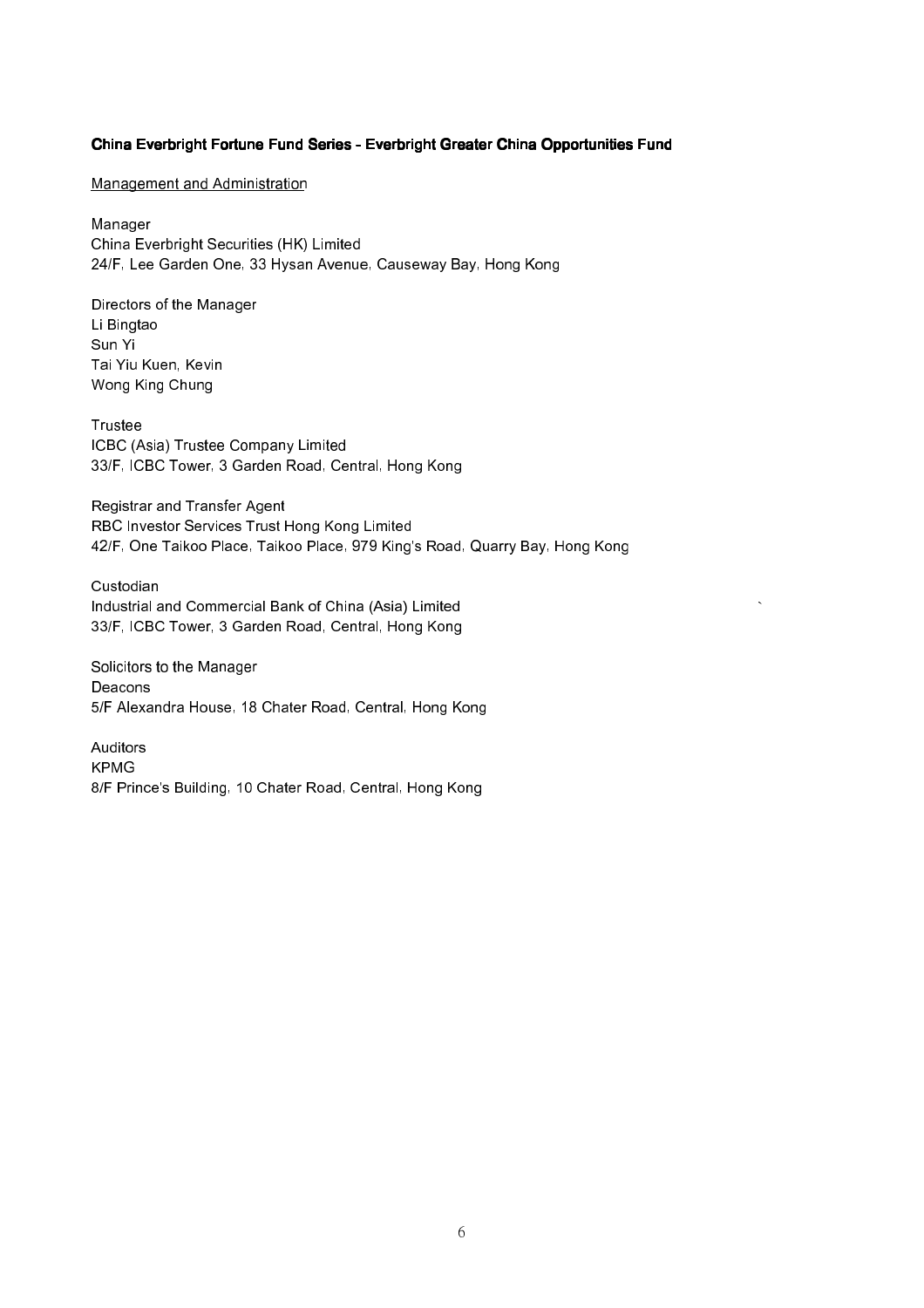**China Everbright Fortune Fund Series - Everbright Greater China Opportunities Fund**

Management and Administration

Manager
China Everbright Securities (HK) Limited
24/F, Lee Garden One, 33 Hysan Avenue, Causeway Bay, Hong Kong

Directors of the Manager
Li Bingtao
Sun Yi
Tai Yiu Kuen, Kevin
Wong King Chung

Trustee
ICBC (Asia) Trustee Company Limited
33/F, ICBC Tower, 3 Garden Road, Central, Hong Kong

Registrar and Transfer Agent
RBC Investor Services Trust Hong Kong Limited
42/F, One Taikoo Place, Taikoo Place, 979 King's Road, Quarry Bay, Hong Kong

Custodian
Industrial and Commercial Bank of China (Asia) Limited
33/F, ICBC Tower, 3 Garden Road, Central, Hong Kong

Solicitors to the Manager
Deacons
5/F Alexandra House, 18 Chater Road, Central, Hong Kong

Auditors
KPMG
8/F Prince's Building, 10 Chater Road, Central, Hong Kong